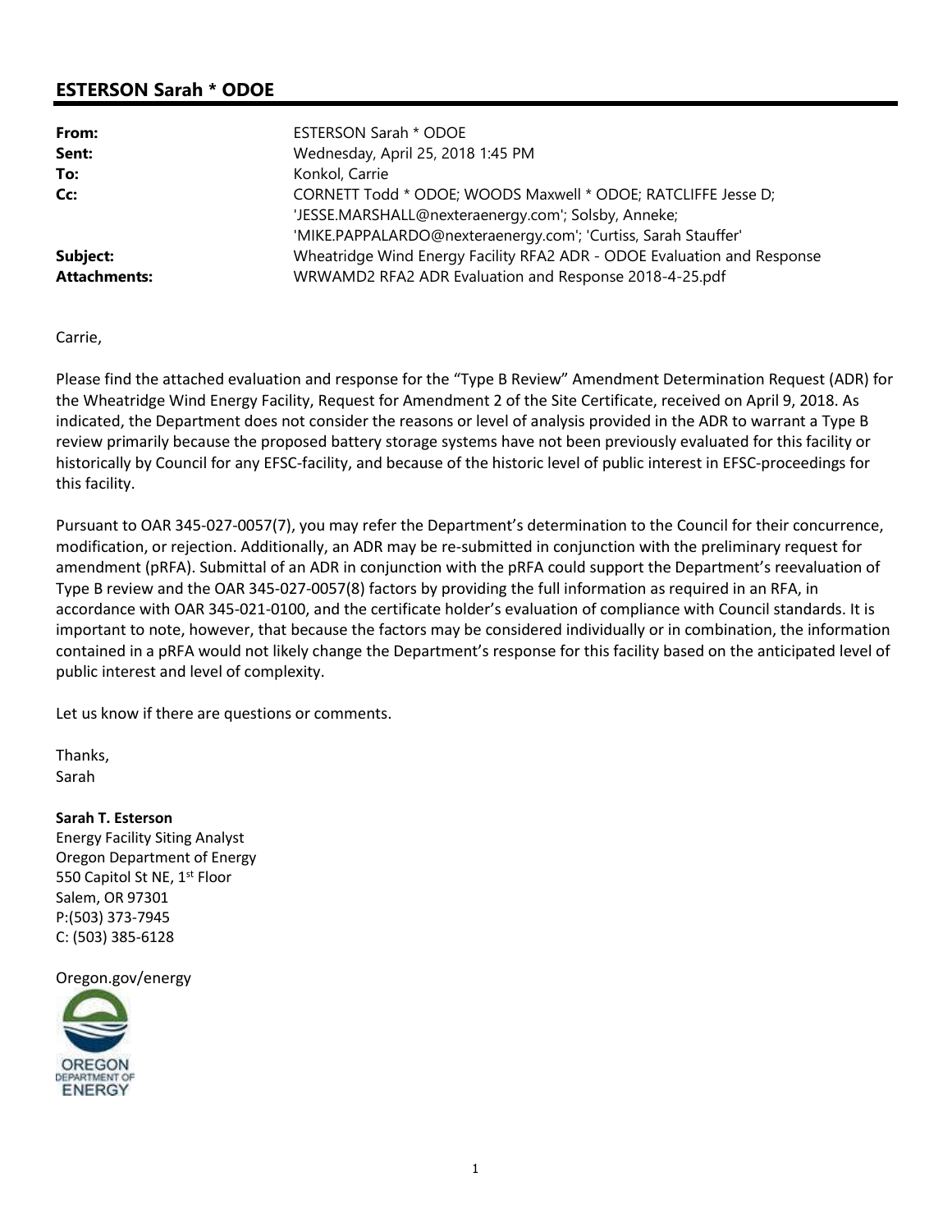## ESTERSON Sarah * ODOE

| | |
|---|---|
| **From:** | ESTERSON Sarah * ODOE |
| **Sent:** | Wednesday, April 25, 2018 1:45 PM |
| **To:** | Konkol, Carrie |
| **Cc:** | CORNETT Todd * ODOE; WOODS Maxwell * ODOE; RATCLIFFE Jesse D; 'JESSE.MARSHALL@nexteraenergy.com'; Solsby, Anneke; 'MIKE.PAPPALARDO@nexteraenergy.com'; 'Curtiss, Sarah Stauffer' |
| **Subject:** | Wheatridge Wind Energy Facility RFA2 ADR - ODOE Evaluation and Response |
| **Attachments:** | WRWAMD2 RFA2 ADR Evaluation and Response 2018-4-25.pdf |

Carrie,

Please find the attached evaluation and response for the "Type B Review" Amendment Determination Request (ADR) for the Wheatridge Wind Energy Facility, Request for Amendment 2 of the Site Certificate, received on April 9, 2018. As indicated, the Department does not consider the reasons or level of analysis provided in the ADR to warrant a Type B review primarily because the proposed battery storage systems have not been previously evaluated for this facility or historically by Council for any EFSC-facility, and because of the historic level of public interest in EFSC-proceedings for this facility.

Pursuant to OAR 345-027-0057(7), you may refer the Department's determination to the Council for their concurrence, modification, or rejection. Additionally, an ADR may be re-submitted in conjunction with the preliminary request for amendment (pRFA). Submittal of an ADR in conjunction with the pRFA could support the Department's reevaluation of Type B review and the OAR 345-027-0057(8) factors by providing the full information as required in an RFA, in accordance with OAR 345-021-0100, and the certificate holder's evaluation of compliance with Council standards. It is important to note, however, that because the factors may be considered individually or in combination, the information contained in a pRFA would not likely change the Department's response for this facility based on the anticipated level of public interest and level of complexity.

Let us know if there are questions or comments.

Thanks,
Sarah

**Sarah T. Esterson**
Energy Facility Siting Analyst
Oregon Department of Energy
550 Capitol St NE, 1st Floor
Salem, OR 97301
P:(503) 373-7945
C: (503) 385-6128

Oregon.gov/energy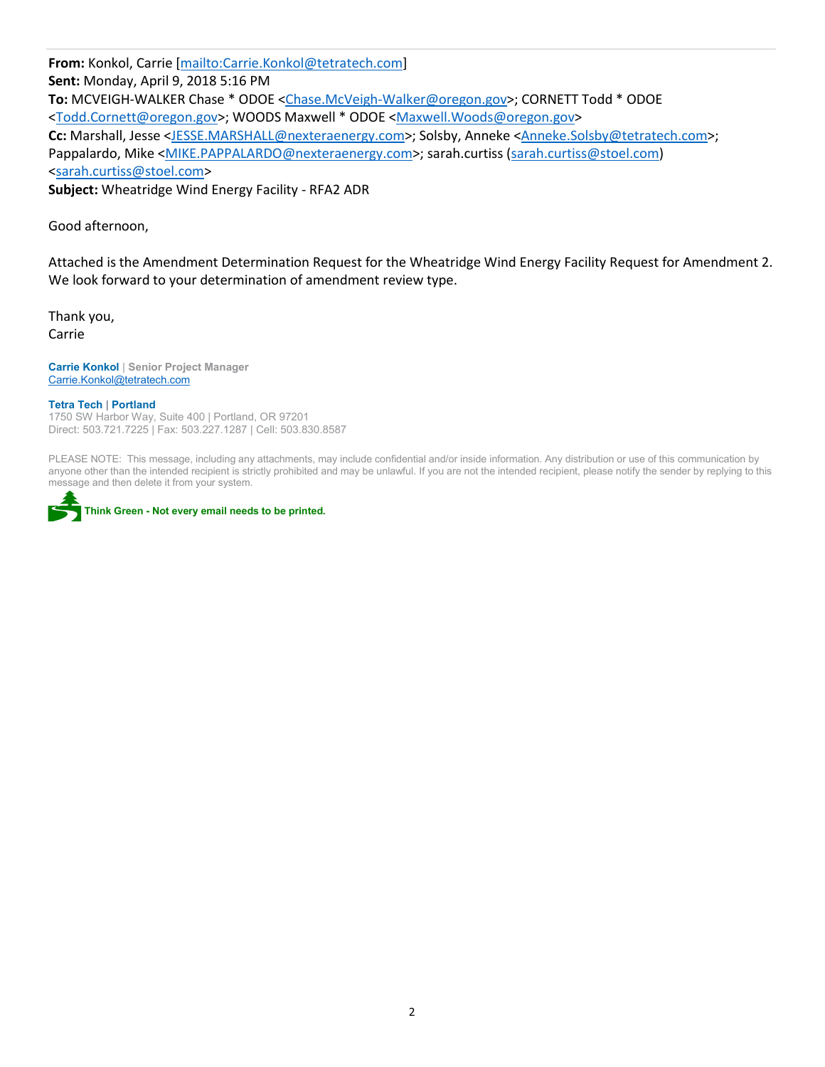**From:** Konkol, Carrie [mailto:Carrie.Konkol@tetratech.com]
**Sent:** Monday, April 9, 2018 5:16 PM
**To:** MCVEIGH-WALKER Chase * ODOE <Chase.McVeigh-Walker@oregon.gov>; CORNETT Todd * ODOE <Todd.Cornett@oregon.gov>; WOODS Maxwell * ODOE <Maxwell.Woods@oregon.gov>
**Cc:** Marshall, Jesse <JESSE.MARSHALL@nexteraenergy.com>; Solsby, Anneke <Anneke.Solsby@tetratech.com>; Pappalardo, Mike <MIKE.PAPPALARDO@nexteraenergy.com>; sarah.curtiss (sarah.curtiss@stoel.com) <sarah.curtiss@stoel.com>
**Subject:** Wheatridge Wind Energy Facility - RFA2 ADR

Good afternoon,

Attached is the Amendment Determination Request for the Wheatridge Wind Energy Facility Request for Amendment 2. We look forward to your determination of amendment review type.

Thank you,
Carrie

**Carrie Konkol** | **Senior Project Manager**
Carrie.Konkol@tetratech.com

**Tetra Tech** | **Portland**
1750 SW Harbor Way, Suite 400 | Portland, OR 97201
Direct: 503.721.7225 | Fax: 503.227.1287 | Cell: 503.830.8587

PLEASE NOTE: This message, including any attachments, may include confidential and/or inside information. Any distribution or use of this communication by anyone other than the intended recipient is strictly prohibited and may be unlawful. If you are not the intended recipient, please notify the sender by replying to this message and then delete it from your system.

**Think Green - Not every email needs to be printed.**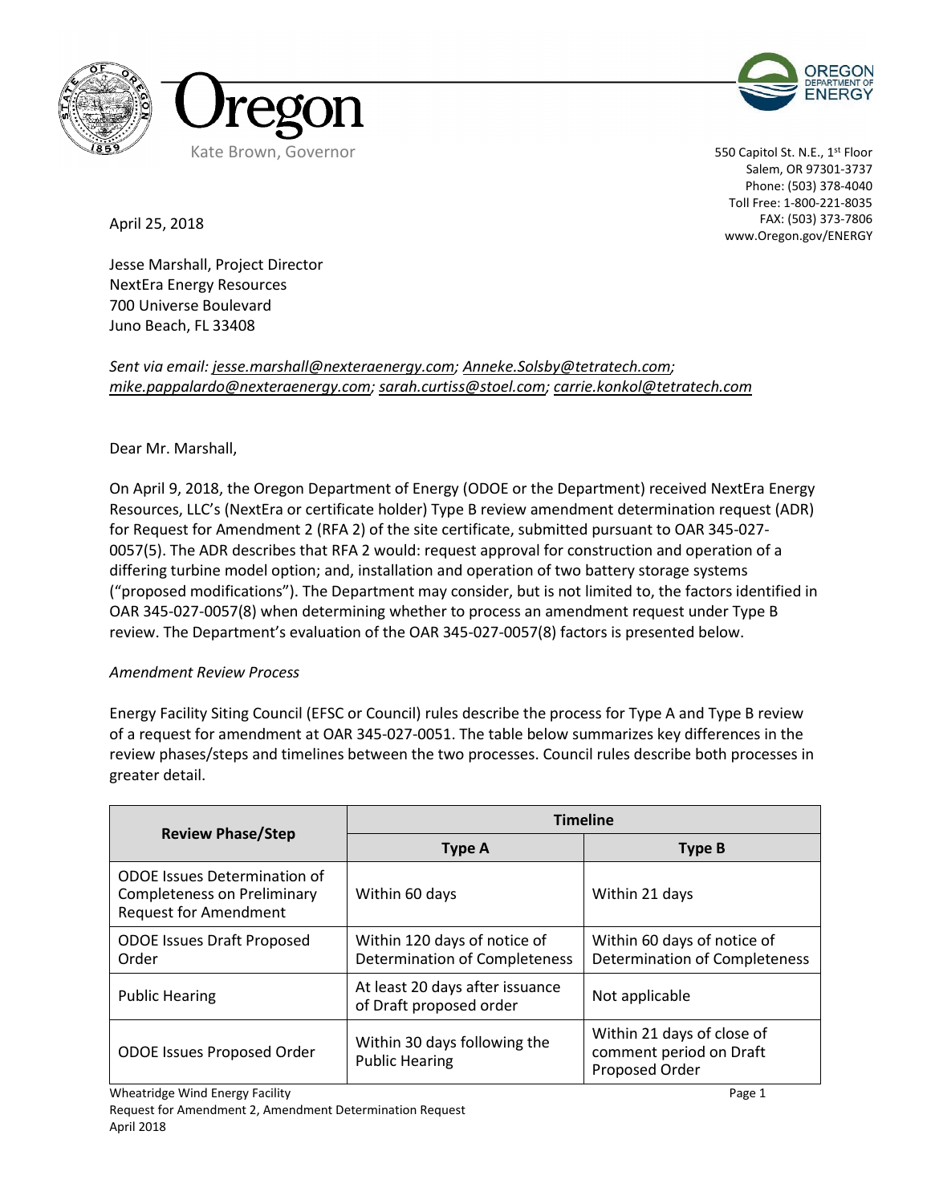Kate Brown, Governor

550 Capitol St. N.E., 1st Floor
Salem, OR 97301-3737
Phone: (503) 378-4040
Toll Free: 1-800-221-8035
FAX: (503) 373-7806
www.Oregon.gov/ENERGY

April 25, 2018

Jesse Marshall, Project Director
NextEra Energy Resources
700 Universe Boulevard
Juno Beach, FL 33408

*Sent via email: jesse.marshall@nexteraenergy.com; Anneke.Solsby@tetratech.com; mike.pappalardo@nexteraenergy.com; sarah.curtiss@stoel.com; carrie.konkol@tetratech.com*

Dear Mr. Marshall,

On April 9, 2018, the Oregon Department of Energy (ODOE or the Department) received NextEra Energy Resources, LLC's (NextEra or certificate holder) Type B review amendment determination request (ADR) for Request for Amendment 2 (RFA 2) of the site certificate, submitted pursuant to OAR 345-027-0057(5). The ADR describes that RFA 2 would: request approval for construction and operation of a differing turbine model option; and, installation and operation of two battery storage systems ("proposed modifications"). The Department may consider, but is not limited to, the factors identified in OAR 345-027-0057(8) when determining whether to process an amendment request under Type B review. The Department's evaluation of the OAR 345-027-0057(8) factors is presented below.

*Amendment Review Process*

Energy Facility Siting Council (EFSC or Council) rules describe the process for Type A and Type B review of a request for amendment at OAR 345-027-0051. The table below summarizes key differences in the review phases/steps and timelines between the two processes. Council rules describe both processes in greater detail.

| Review Phase/Step | Timeline | |
|---|---|---|
| | **Type A** | **Type B** |
| ODOE Issues Determination of Completeness on Preliminary Request for Amendment | Within 60 days | Within 21 days |
| ODOE Issues Draft Proposed Order | Within 120 days of notice of Determination of Completeness | Within 60 days of notice of Determination of Completeness |
| Public Hearing | At least 20 days after issuance of Draft proposed order | Not applicable |
| ODOE Issues Proposed Order | Within 30 days following the Public Hearing | Within 21 days of close of comment period on Draft Proposed Order |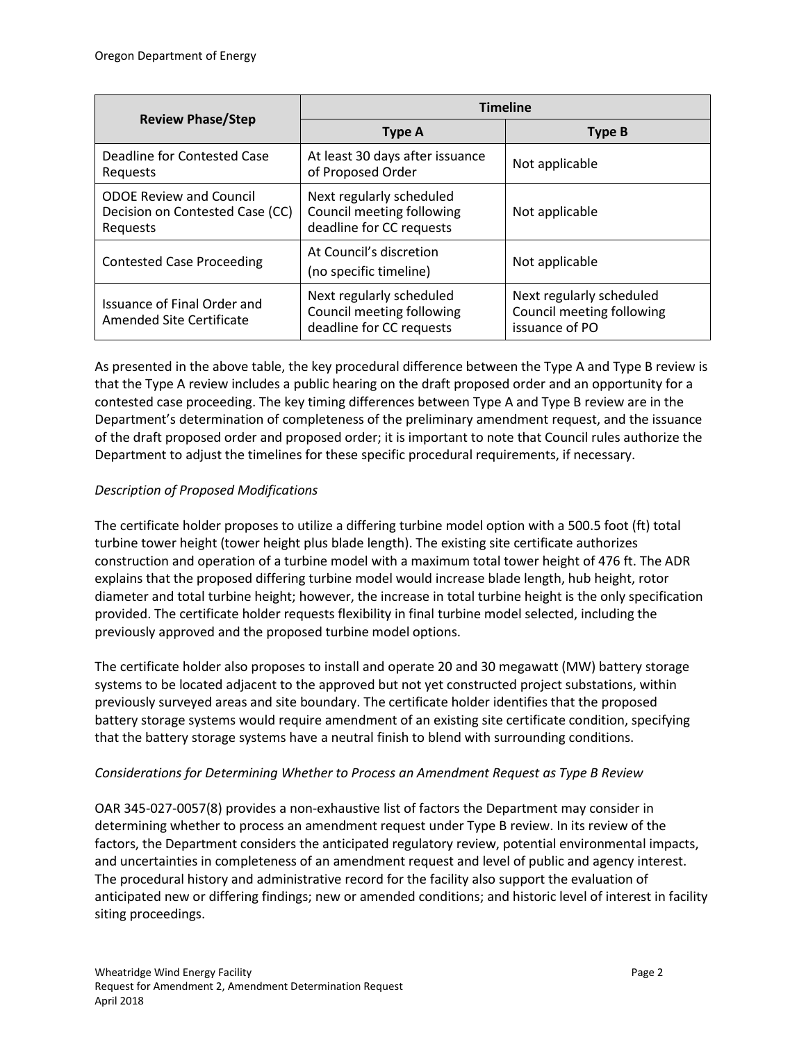| Review Phase/Step | Timeline | |
|---|---|---|
| | **Type A** | **Type B** |
| Deadline for Contested Case Requests | At least 30 days after issuance of Proposed Order | Not applicable |
| ODOE Review and Council Decision on Contested Case (CC) Requests | Next regularly scheduled Council meeting following deadline for CC requests | Not applicable |
| Contested Case Proceeding | At Council's discretion (no specific timeline) | Not applicable |
| Issuance of Final Order and Amended Site Certificate | Next regularly scheduled Council meeting following deadline for CC requests | Next regularly scheduled Council meeting following issuance of PO |

As presented in the above table, the key procedural difference between the Type A and Type B review is that the Type A review includes a public hearing on the draft proposed order and an opportunity for a contested case proceeding. The key timing differences between Type A and Type B review are in the Department's determination of completeness of the preliminary amendment request, and the issuance of the draft proposed order and proposed order; it is important to note that Council rules authorize the Department to adjust the timelines for these specific procedural requirements, if necessary.

*Description of Proposed Modifications*

The certificate holder proposes to utilize a differing turbine model option with a 500.5 foot (ft) total turbine tower height (tower height plus blade length). The existing site certificate authorizes construction and operation of a turbine model with a maximum total tower height of 476 ft. The ADR explains that the proposed differing turbine model would increase blade length, hub height, rotor diameter and total turbine height; however, the increase in total turbine height is the only specification provided. The certificate holder requests flexibility in final turbine model selected, including the previously approved and the proposed turbine model options.

The certificate holder also proposes to install and operate 20 and 30 megawatt (MW) battery storage systems to be located adjacent to the approved but not yet constructed project substations, within previously surveyed areas and site boundary. The certificate holder identifies that the proposed battery storage systems would require amendment of an existing site certificate condition, specifying that the battery storage systems have a neutral finish to blend with surrounding conditions.

*Considerations for Determining Whether to Process an Amendment Request as Type B Review*

OAR 345-027-0057(8) provides a non-exhaustive list of factors the Department may consider in determining whether to process an amendment request under Type B review. In its review of the factors, the Department considers the anticipated regulatory review, potential environmental impacts, and uncertainties in completeness of an amendment request and level of public and agency interest. The procedural history and administrative record for the facility also support the evaluation of anticipated new or differing findings; new or amended conditions; and historic level of interest in facility siting proceedings.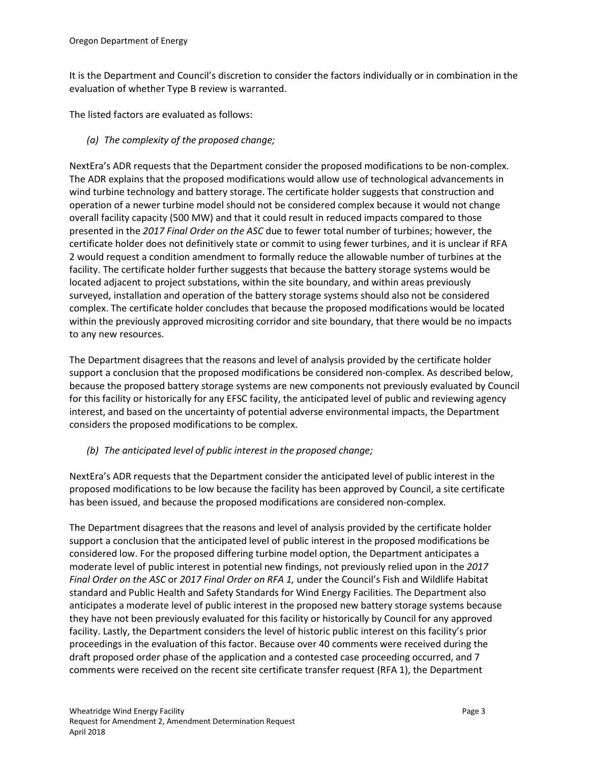It is the Department and Council's discretion to consider the factors individually or in combination in the evaluation of whether Type B review is warranted.

The listed factors are evaluated as follows:

*(a) The complexity of the proposed change;*

NextEra's ADR requests that the Department consider the proposed modifications to be non-complex. The ADR explains that the proposed modifications would allow use of technological advancements in wind turbine technology and battery storage. The certificate holder suggests that construction and operation of a newer turbine model should not be considered complex because it would not change overall facility capacity (500 MW) and that it could result in reduced impacts compared to those presented in the *2017 Final Order on the ASC* due to fewer total number of turbines; however, the certificate holder does not definitively state or commit to using fewer turbines, and it is unclear if RFA 2 would request a condition amendment to formally reduce the allowable number of turbines at the facility. The certificate holder further suggests that because the battery storage systems would be located adjacent to project substations, within the site boundary, and within areas previously surveyed, installation and operation of the battery storage systems should also not be considered complex. The certificate holder concludes that because the proposed modifications would be located within the previously approved micrositing corridor and site boundary, that there would be no impacts to any new resources.

The Department disagrees that the reasons and level of analysis provided by the certificate holder support a conclusion that the proposed modifications be considered non-complex. As described below, because the proposed battery storage systems are new components not previously evaluated by Council for this facility or historically for any EFSC facility, the anticipated level of public and reviewing agency interest, and based on the uncertainty of potential adverse environmental impacts, the Department considers the proposed modifications to be complex.

*(b) The anticipated level of public interest in the proposed change;*

NextEra's ADR requests that the Department consider the anticipated level of public interest in the proposed modifications to be low because the facility has been approved by Council, a site certificate has been issued, and because the proposed modifications are considered non-complex.

The Department disagrees that the reasons and level of analysis provided by the certificate holder support a conclusion that the anticipated level of public interest in the proposed modifications be considered low. For the proposed differing turbine model option, the Department anticipates a moderate level of public interest in potential new findings, not previously relied upon in the *2017 Final Order on the ASC* or *2017 Final Order on RFA 1,* under the Council's Fish and Wildlife Habitat standard and Public Health and Safety Standards for Wind Energy Facilities. The Department also anticipates a moderate level of public interest in the proposed new battery storage systems because they have not been previously evaluated for this facility or historically by Council for any approved facility. Lastly, the Department considers the level of historic public interest on this facility's prior proceedings in the evaluation of this factor. Because over 40 comments were received during the draft proposed order phase of the application and a contested case proceeding occurred, and 7 comments were received on the recent site certificate transfer request (RFA 1), the Department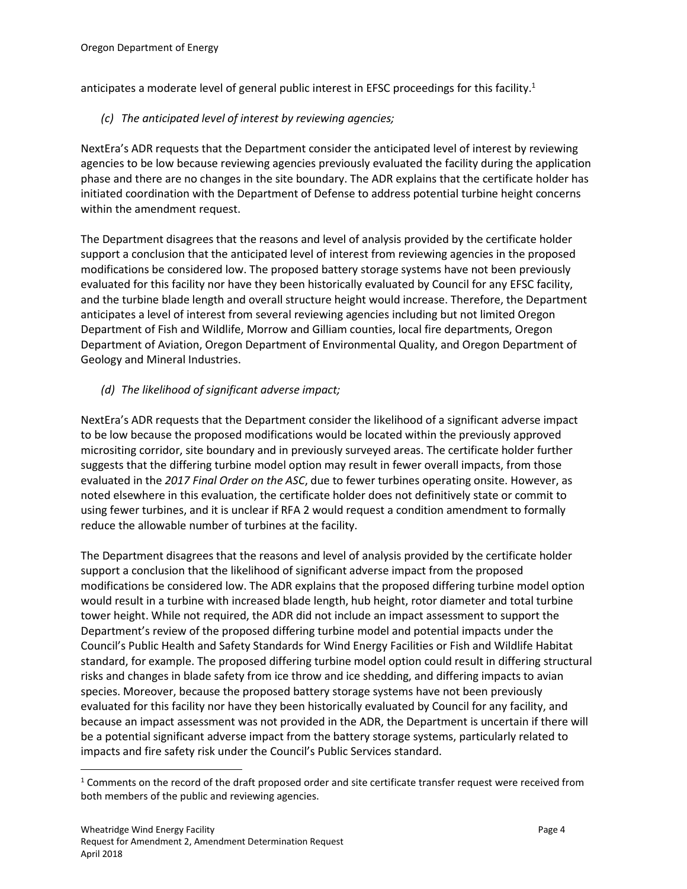anticipates a moderate level of general public interest in EFSC proceedings for this facility.[1]

*(c) The anticipated level of interest by reviewing agencies;*

NextEra's ADR requests that the Department consider the anticipated level of interest by reviewing agencies to be low because reviewing agencies previously evaluated the facility during the application phase and there are no changes in the site boundary. The ADR explains that the certificate holder has initiated coordination with the Department of Defense to address potential turbine height concerns within the amendment request.

The Department disagrees that the reasons and level of analysis provided by the certificate holder support a conclusion that the anticipated level of interest from reviewing agencies in the proposed modifications be considered low. The proposed battery storage systems have not been previously evaluated for this facility nor have they been historically evaluated by Council for any EFSC facility, and the turbine blade length and overall structure height would increase. Therefore, the Department anticipates a level of interest from several reviewing agencies including but not limited Oregon Department of Fish and Wildlife, Morrow and Gilliam counties, local fire departments, Oregon Department of Aviation, Oregon Department of Environmental Quality, and Oregon Department of Geology and Mineral Industries.

*(d) The likelihood of significant adverse impact;*

NextEra's ADR requests that the Department consider the likelihood of a significant adverse impact to be low because the proposed modifications would be located within the previously approved micrositing corridor, site boundary and in previously surveyed areas. The certificate holder further suggests that the differing turbine model option may result in fewer overall impacts, from those evaluated in the *2017 Final Order on the ASC*, due to fewer turbines operating onsite. However, as noted elsewhere in this evaluation, the certificate holder does not definitively state or commit to using fewer turbines, and it is unclear if RFA 2 would request a condition amendment to formally reduce the allowable number of turbines at the facility.

The Department disagrees that the reasons and level of analysis provided by the certificate holder support a conclusion that the likelihood of significant adverse impact from the proposed modifications be considered low. The ADR explains that the proposed differing turbine model option would result in a turbine with increased blade length, hub height, rotor diameter and total turbine tower height. While not required, the ADR did not include an impact assessment to support the Department's review of the proposed differing turbine model and potential impacts under the Council's Public Health and Safety Standards for Wind Energy Facilities or Fish and Wildlife Habitat standard, for example. The proposed differing turbine model option could result in differing structural risks and changes in blade safety from ice throw and ice shedding, and differing impacts to avian species. Moreover, because the proposed battery storage systems have not been previously evaluated for this facility nor have they been historically evaluated by Council for any facility, and because an impact assessment was not provided in the ADR, the Department is uncertain if there will be a potential significant adverse impact from the battery storage systems, particularly related to impacts and fire safety risk under the Council's Public Services standard.

[1] Comments on the record of the draft proposed order and site certificate transfer request were received from both members of the public and reviewing agencies.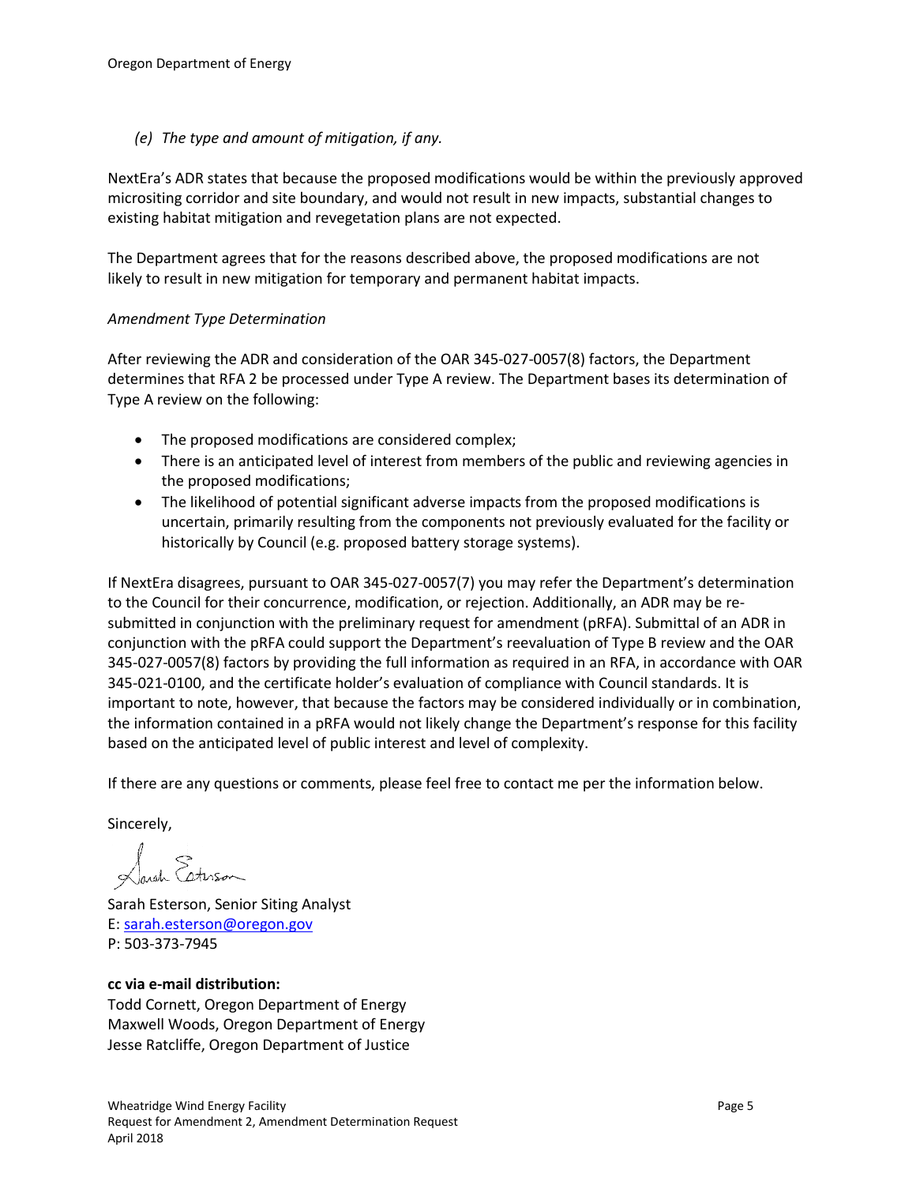*(e) The type and amount of mitigation, if any.*

NextEra's ADR states that because the proposed modifications would be within the previously approved micrositing corridor and site boundary, and would not result in new impacts, substantial changes to existing habitat mitigation and revegetation plans are not expected.

The Department agrees that for the reasons described above, the proposed modifications are not likely to result in new mitigation for temporary and permanent habitat impacts.

*Amendment Type Determination*

After reviewing the ADR and consideration of the OAR 345-027-0057(8) factors, the Department determines that RFA 2 be processed under Type A review. The Department bases its determination of Type A review on the following:

- The proposed modifications are considered complex;
- There is an anticipated level of interest from members of the public and reviewing agencies in the proposed modifications;
- The likelihood of potential significant adverse impacts from the proposed modifications is uncertain, primarily resulting from the components not previously evaluated for the facility or historically by Council (e.g. proposed battery storage systems).

If NextEra disagrees, pursuant to OAR 345-027-0057(7) you may refer the Department's determination to the Council for their concurrence, modification, or rejection. Additionally, an ADR may be re-submitted in conjunction with the preliminary request for amendment (pRFA). Submittal of an ADR in conjunction with the pRFA could support the Department's reevaluation of Type B review and the OAR 345-027-0057(8) factors by providing the full information as required in an RFA, in accordance with OAR 345-021-0100, and the certificate holder's evaluation of compliance with Council standards. It is important to note, however, that because the factors may be considered individually or in combination, the information contained in a pRFA would not likely change the Department's response for this facility based on the anticipated level of public interest and level of complexity.

If there are any questions or comments, please feel free to contact me per the information below.

Sincerely,

Sarah Esterson, Senior Siting Analyst
E: sarah.esterson@oregon.gov
P: 503-373-7945

**cc via e-mail distribution:**
Todd Cornett, Oregon Department of Energy
Maxwell Woods, Oregon Department of Energy
Jesse Ratcliffe, Oregon Department of Justice